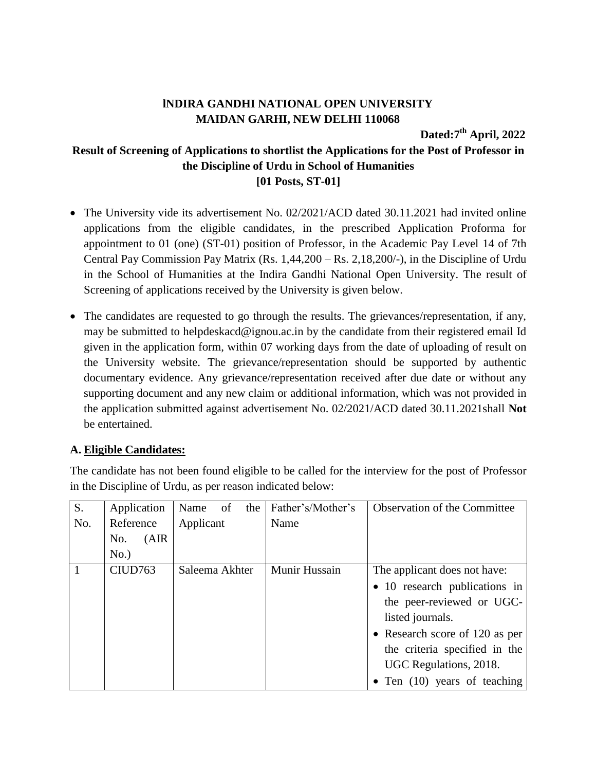**INDIRA GANDHI NATIONAL OPEN UNIVERSITY**
**MAIDAN GARHI, NEW DELHI 110068**

**Dated:7th April, 2022**

**Result of Screening of Applications to shortlist the Applications for the Post of Professor in the Discipline of Urdu in School of Humanities**
**[01 Posts, ST-01]**

- The University vide its advertisement No. 02/2021/ACD dated 30.11.2021 had invited online applications from the eligible candidates, in the prescribed Application Proforma for appointment to 01 (one) (ST-01) position of Professor, in the Academic Pay Level 14 of 7th Central Pay Commission Pay Matrix (Rs. 1,44,200 – Rs. 2,18,200/-), in the Discipline of Urdu in the School of Humanities at the Indira Gandhi National Open University. The result of Screening of applications received by the University is given below.
- The candidates are requested to go through the results. The grievances/representation, if any, may be submitted to helpdeskacd@ignou.ac.in by the candidate from their registered email Id given in the application form, within 07 working days from the date of uploading of result on the University website. The grievance/representation should be supported by authentic documentary evidence. Any grievance/representation received after due date or without any supporting document and any new claim or additional information, which was not provided in the application submitted against advertisement No. 02/2021/ACD dated 30.11.2021shall **Not** be entertained.

## A. Eligible Candidates:

The candidate has not been found eligible to be called for the interview for the post of Professor in the Discipline of Urdu, as per reason indicated below:

| S. No. | Application Reference No. (AIR No.) | Name of the Applicant | Father's/Mother's Name | Observation of the Committee |
|---|---|---|---|---|
| 1 | CIUD763 | Saleema Akhter | Munir Hussain | The applicant does not have:<br>• 10 research publications in the peer-reviewed or UGC-listed journals.<br>• Research score of 120 as per the criteria specified in the UGC Regulations, 2018.<br>• Ten (10) years of teaching |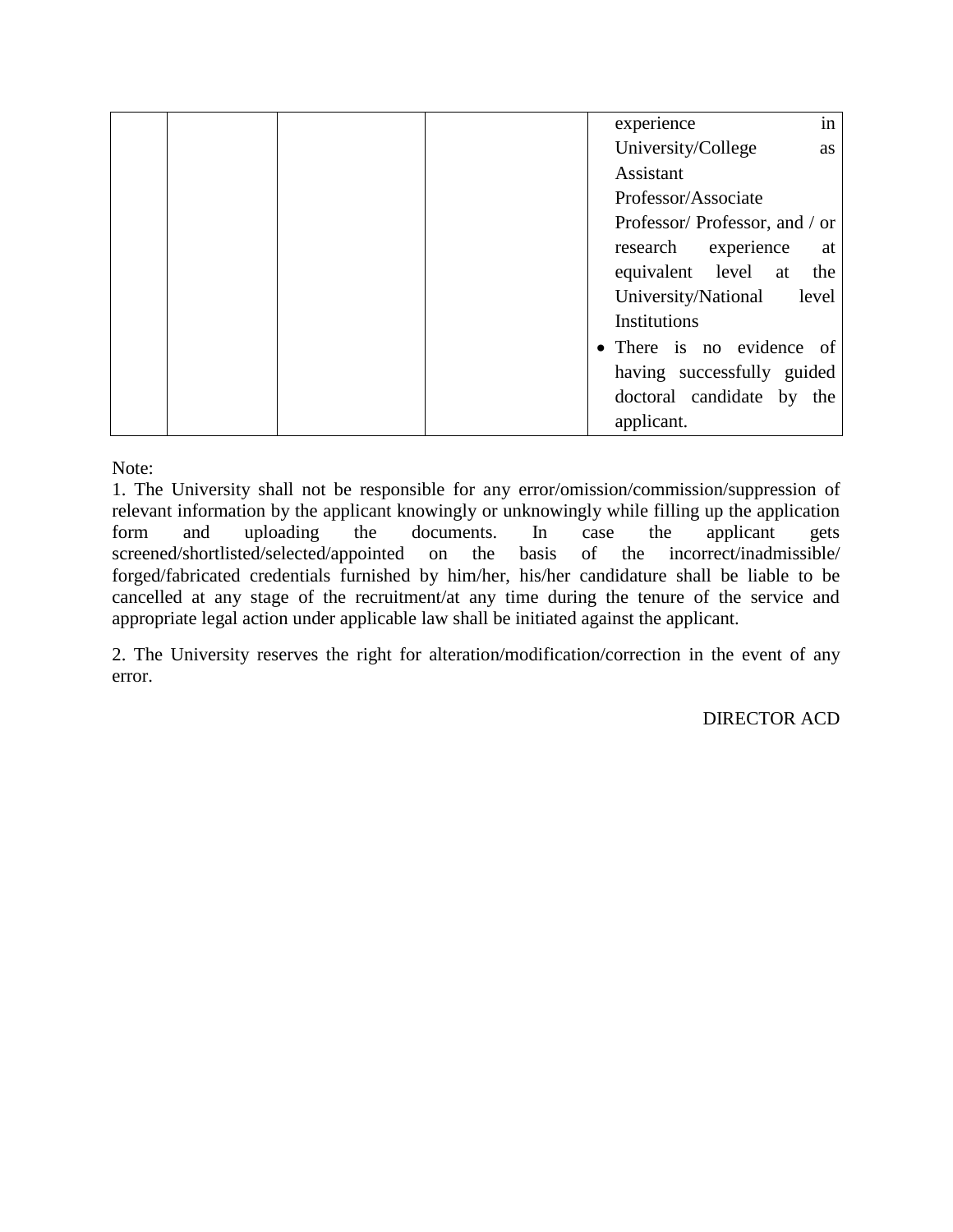| | | | | |
|---|---|---|---|---|
| | | | | experience in University/College as Assistant Professor/Associate Professor/ Professor, and / or research experience at equivalent level at the University/National level Institutions<br>• There is no evidence of having successfully guided doctoral candidate by the applicant. |

Note:

1. The University shall not be responsible for any error/omission/commission/suppression of relevant information by the applicant knowingly or unknowingly while filling up the application form and uploading the documents. In case the applicant gets screened/shortlisted/selected/appointed on the basis of the incorrect/inadmissible/ forged/fabricated credentials furnished by him/her, his/her candidature shall be liable to be cancelled at any stage of the recruitment/at any time during the tenure of the service and appropriate legal action under applicable law shall be initiated against the applicant.

2. The University reserves the right for alteration/modification/correction in the event of any error.

DIRECTOR ACD